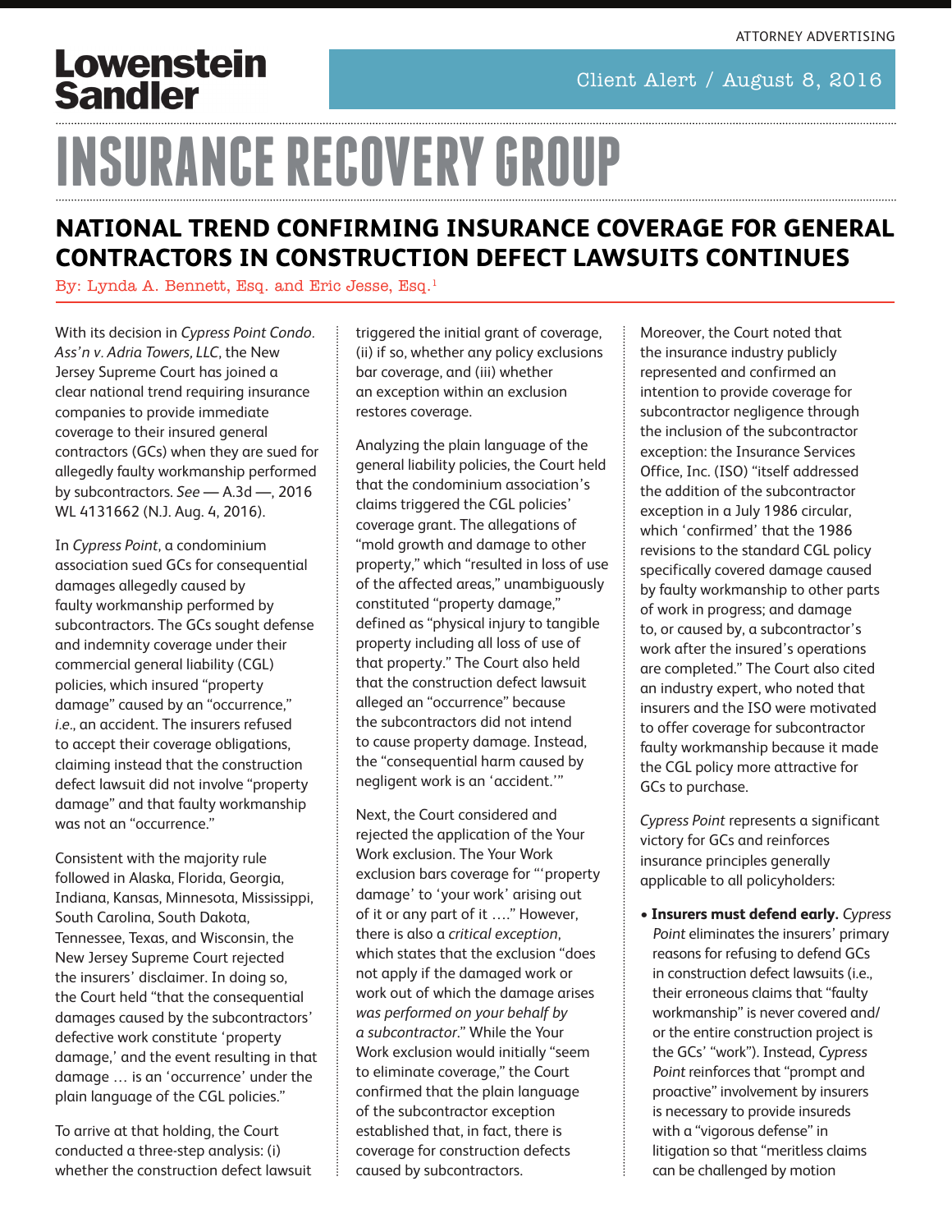ATTORNEY ADVERTISING

**Lowenstein Sandler**

Client Alert / August 8, 2016

# INSURANCE RECOVERY GROUP

## NATIONAL TREND CONFIRMING INSURANCE COVERAGE FOR GENERAL CONTRACTORS IN CONSTRUCTION DEFECT LAWSUITS CONTINUES

By: Lynda A. Bennett, Esq. and Eric Jesse, Esq.[1]

With its decision in *Cypress Point Condo. Ass'n v. Adria Towers, LLC*, the New Jersey Supreme Court has joined a clear national trend requiring insurance companies to provide immediate coverage to their insured general contractors (GCs) when they are sued for allegedly faulty workmanship performed by subcontractors. *See* — A.3d —, 2016 WL 4131662 (N.J. Aug. 4, 2016).

In *Cypress Point*, a condominium association sued GCs for consequential damages allegedly caused by faulty workmanship performed by subcontractors. The GCs sought defense and indemnity coverage under their commercial general liability (CGL) policies, which insured "property damage" caused by an "occurrence," *i.e.*, an accident. The insurers refused to accept their coverage obligations, claiming instead that the construction defect lawsuit did not involve "property damage" and that faulty workmanship was not an "occurrence."

Consistent with the majority rule followed in Alaska, Florida, Georgia, Indiana, Kansas, Minnesota, Mississippi, South Carolina, South Dakota, Tennessee, Texas, and Wisconsin, the New Jersey Supreme Court rejected the insurers' disclaimer. In doing so, the Court held "that the consequential damages caused by the subcontractors' defective work constitute 'property damage,' and the event resulting in that damage … is an 'occurrence' under the plain language of the CGL policies."

To arrive at that holding, the Court conducted a three-step analysis: (i) whether the construction defect lawsuit triggered the initial grant of coverage, (ii) if so, whether any policy exclusions bar coverage, and (iii) whether an exception within an exclusion restores coverage.

Analyzing the plain language of the general liability policies, the Court held that the condominium association's claims triggered the CGL policies' coverage grant. The allegations of "mold growth and damage to other property," which "resulted in loss of use of the affected areas," unambiguously constituted "property damage," defined as "physical injury to tangible property including all loss of use of that property." The Court also held that the construction defect lawsuit alleged an "occurrence" because the subcontractors did not intend to cause property damage. Instead, the "consequential harm caused by negligent work is an 'accident.'"

Next, the Court considered and rejected the application of the Your Work exclusion. The Your Work exclusion bars coverage for "'property damage' to 'your work' arising out of it or any part of it …." However, there is also a *critical exception*, which states that the exclusion "does not apply if the damaged work or work out of which the damage arises *was performed on your behalf by a subcontractor*." While the Your Work exclusion would initially "seem to eliminate coverage," the Court confirmed that the plain language of the subcontractor exception established that, in fact, there is coverage for construction defects caused by subcontractors.

Moreover, the Court noted that the insurance industry publicly represented and confirmed an intention to provide coverage for subcontractor negligence through the inclusion of the subcontractor exception: the Insurance Services Office, Inc. (ISO) "itself addressed the addition of the subcontractor exception in a July 1986 circular, which 'confirmed' that the 1986 revisions to the standard CGL policy specifically covered damage caused by faulty workmanship to other parts of work in progress; and damage to, or caused by, a subcontractor's work after the insured's operations are completed." The Court also cited an industry expert, who noted that insurers and the ISO were motivated to offer coverage for subcontractor faulty workmanship because it made the CGL policy more attractive for GCs to purchase.

*Cypress Point* represents a significant victory for GCs and reinforces insurance principles generally applicable to all policyholders:

- **Insurers must defend early.** *Cypress Point* eliminates the insurers' primary reasons for refusing to defend GCs in construction defect lawsuits (i.e., their erroneous claims that "faulty workmanship" is never covered and/or the entire construction project is the GCs' "work"). Instead, *Cypress Point* reinforces that "prompt and proactive" involvement by insurers is necessary to provide insureds with a "vigorous defense" in litigation so that "meritless claims can be challenged by motion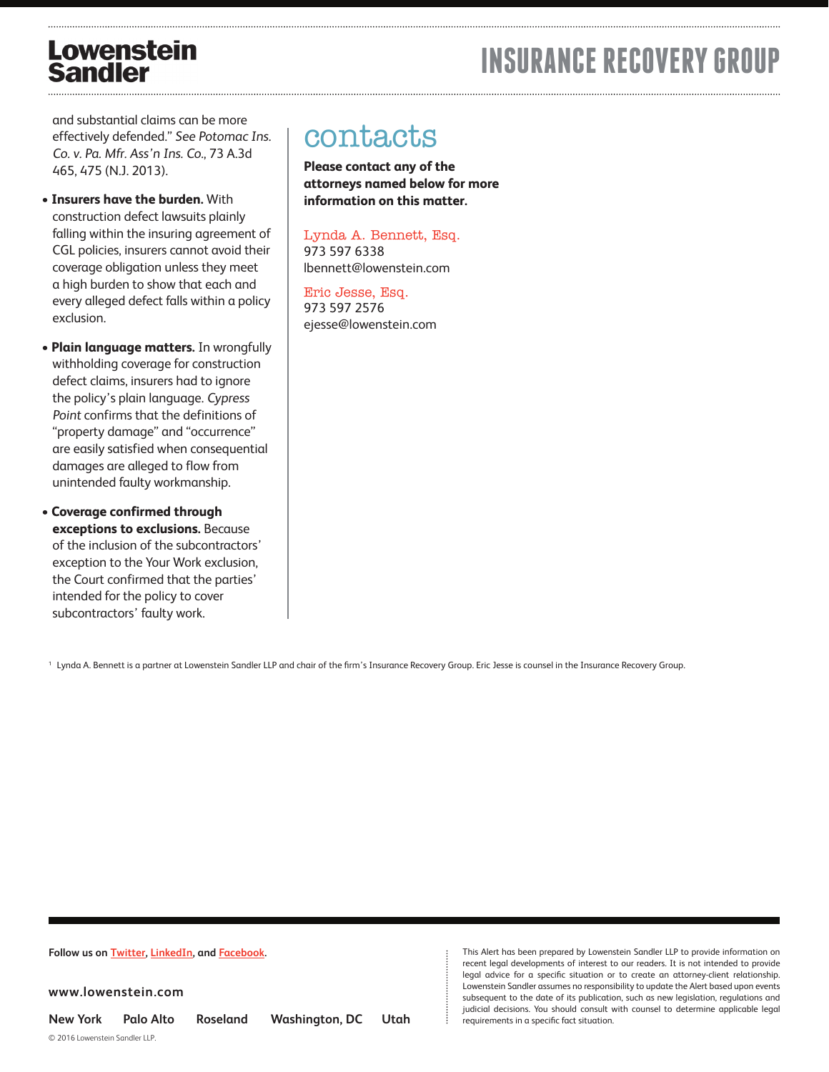and substantial claims can be more effectively defended." *See Potomac Ins. Co. v. Pa. Mfr. Ass'n Ins. Co.*, 73 A.3d 465, 475 (N.J. 2013).

- **Insurers have the burden.** With construction defect lawsuits plainly falling within the insuring agreement of CGL policies, insurers cannot avoid their coverage obligation unless they meet a high burden to show that each and every alleged defect falls within a policy exclusion.
- **Plain language matters.** In wrongfully withholding coverage for construction defect claims, insurers had to ignore the policy's plain language. *Cypress Point* confirms that the definitions of "property damage" and "occurrence" are easily satisfied when consequential damages are alleged to flow from unintended faulty workmanship.
- **Coverage confirmed through exceptions to exclusions.** Because of the inclusion of the subcontractors' exception to the Your Work exclusion, the Court confirmed that the parties' intended for the policy to cover subcontractors' faulty work.

## contacts

**Please contact any of the attorneys named below for more information on this matter.**

Lynda A. Bennett, Esq.
973 597 6338
lbennett@lowenstein.com

Eric Jesse, Esq.
973 597 2576
ejesse@lowenstein.com

[1] Lynda A. Bennett is a partner at Lowenstein Sandler LLP and chair of the firm's Insurance Recovery Group. Eric Jesse is counsel in the Insurance Recovery Group.

**Follow us on Twitter, LinkedIn, and Facebook.**

www.lowenstein.com

New York Palo Alto Roseland Washington, DC Utah

© 2016 Lowenstein Sandler LLP.

This Alert has been prepared by Lowenstein Sandler LLP to provide information on recent legal developments of interest to our readers. It is not intended to provide legal advice for a specific situation or to create an attorney-client relationship. Lowenstein Sandler assumes no responsibility to update the Alert based upon events subsequent to the date of its publication, such as new legislation, regulations and judicial decisions. You should consult with counsel to determine applicable legal requirements in a specific fact situation.